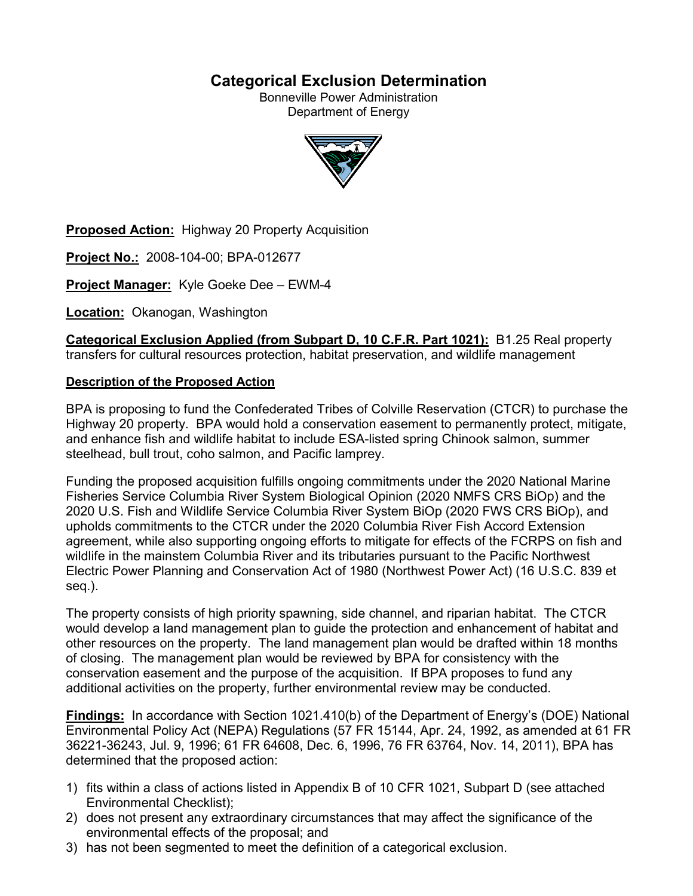# Categorical Exclusion Determination

Bonneville Power Administration
Department of Energy

**Proposed Action:** Highway 20 Property Acquisition

**Project No.:** 2008-104-00; BPA-012677

**Project Manager:** Kyle Goeke Dee – EWM-4

**Location:** Okanogan, Washington

**Categorical Exclusion Applied (from Subpart D, 10 C.F.R. Part 1021):** B1.25 Real property transfers for cultural resources protection, habitat preservation, and wildlife management

**Description of the Proposed Action**

BPA is proposing to fund the Confederated Tribes of Colville Reservation (CTCR) to purchase the Highway 20 property. BPA would hold a conservation easement to permanently protect, mitigate, and enhance fish and wildlife habitat to include ESA-listed spring Chinook salmon, summer steelhead, bull trout, coho salmon, and Pacific lamprey.

Funding the proposed acquisition fulfills ongoing commitments under the 2020 National Marine Fisheries Service Columbia River System Biological Opinion (2020 NMFS CRS BiOp) and the 2020 U.S. Fish and Wildlife Service Columbia River System BiOp (2020 FWS CRS BiOp), and upholds commitments to the CTCR under the 2020 Columbia River Fish Accord Extension agreement, while also supporting ongoing efforts to mitigate for effects of the FCRPS on fish and wildlife in the mainstem Columbia River and its tributaries pursuant to the Pacific Northwest Electric Power Planning and Conservation Act of 1980 (Northwest Power Act) (16 U.S.C. 839 et seq.).

The property consists of high priority spawning, side channel, and riparian habitat. The CTCR would develop a land management plan to guide the protection and enhancement of habitat and other resources on the property. The land management plan would be drafted within 18 months of closing. The management plan would be reviewed by BPA for consistency with the conservation easement and the purpose of the acquisition. If BPA proposes to fund any additional activities on the property, further environmental review may be conducted.

**Findings:** In accordance with Section 1021.410(b) of the Department of Energy's (DOE) National Environmental Policy Act (NEPA) Regulations (57 FR 15144, Apr. 24, 1992, as amended at 61 FR 36221-36243, Jul. 9, 1996; 61 FR 64608, Dec. 6, 1996, 76 FR 63764, Nov. 14, 2011), BPA has determined that the proposed action:

1) fits within a class of actions listed in Appendix B of 10 CFR 1021, Subpart D (see attached Environmental Checklist);
2) does not present any extraordinary circumstances that may affect the significance of the environmental effects of the proposal; and
3) has not been segmented to meet the definition of a categorical exclusion.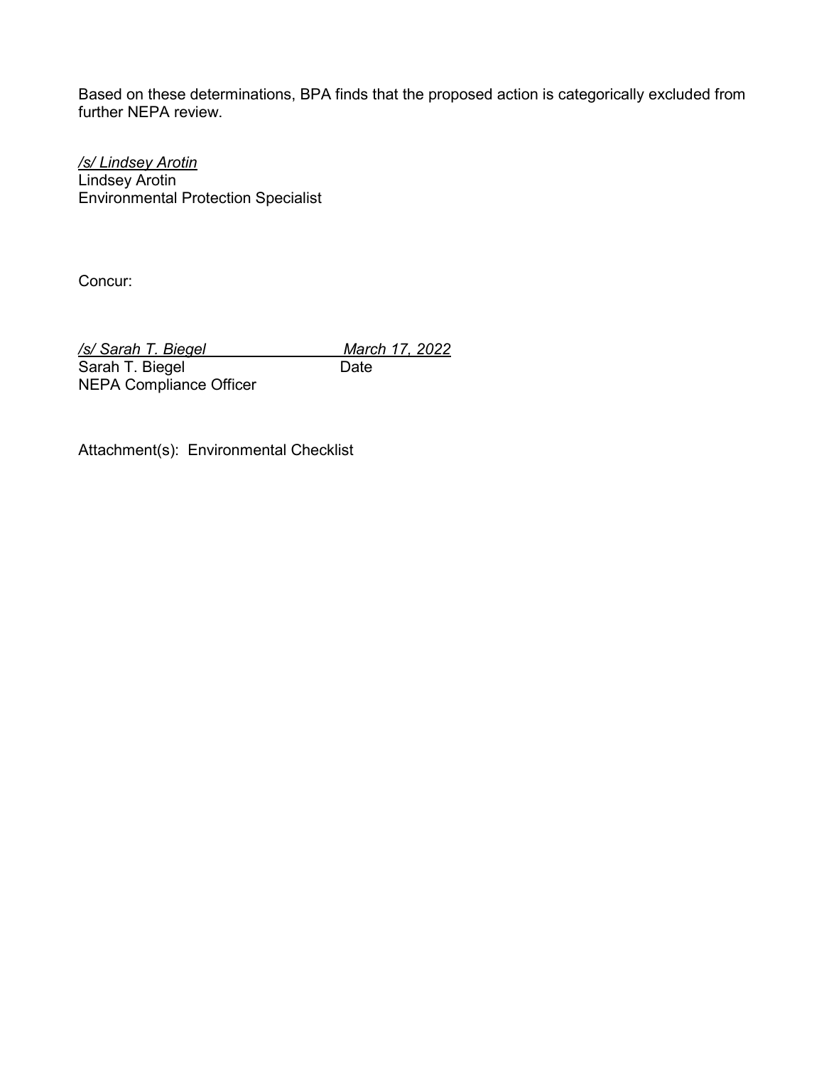Based on these determinations, BPA finds that the proposed action is categorically excluded from further NEPA review.

*/s/ Lindsey Arotin*
Lindsey Arotin
Environmental Protection Specialist

Concur:

*/s/ Sarah T. Biegel* *March 17, 2022*
Sarah T. Biegel Date
NEPA Compliance Officer

Attachment(s): Environmental Checklist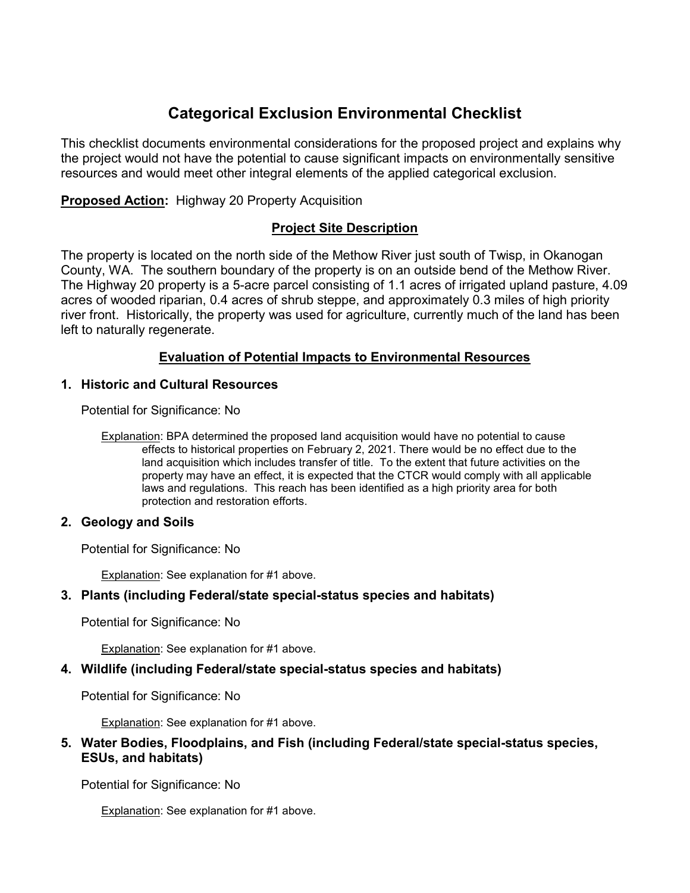# Categorical Exclusion Environmental Checklist

This checklist documents environmental considerations for the proposed project and explains why the project would not have the potential to cause significant impacts on environmentally sensitive resources and would meet other integral elements of the applied categorical exclusion.

**Proposed Action:** Highway 20 Property Acquisition

## Project Site Description

The property is located on the north side of the Methow River just south of Twisp, in Okanogan County, WA. The southern boundary of the property is on an outside bend of the Methow River. The Highway 20 property is a 5-acre parcel consisting of 1.1 acres of irrigated upland pasture, 4.09 acres of wooded riparian, 0.4 acres of shrub steppe, and approximately 0.3 miles of high priority river front. Historically, the property was used for agriculture, currently much of the land has been left to naturally regenerate.

## Evaluation of Potential Impacts to Environmental Resources

### 1. Historic and Cultural Resources

Potential for Significance: No

Explanation: BPA determined the proposed land acquisition would have no potential to cause effects to historical properties on February 2, 2021. There would be no effect due to the land acquisition which includes transfer of title. To the extent that future activities on the property may have an effect, it is expected that the CTCR would comply with all applicable laws and regulations. This reach has been identified as a high priority area for both protection and restoration efforts.

### 2. Geology and Soils

Potential for Significance: No

Explanation: See explanation for #1 above.

### 3. Plants (including Federal/state special-status species and habitats)

Potential for Significance: No

Explanation: See explanation for #1 above.

### 4. Wildlife (including Federal/state special-status species and habitats)

Potential for Significance: No

Explanation: See explanation for #1 above.

### 5. Water Bodies, Floodplains, and Fish (including Federal/state special-status species, ESUs, and habitats)

Potential for Significance: No

Explanation: See explanation for #1 above.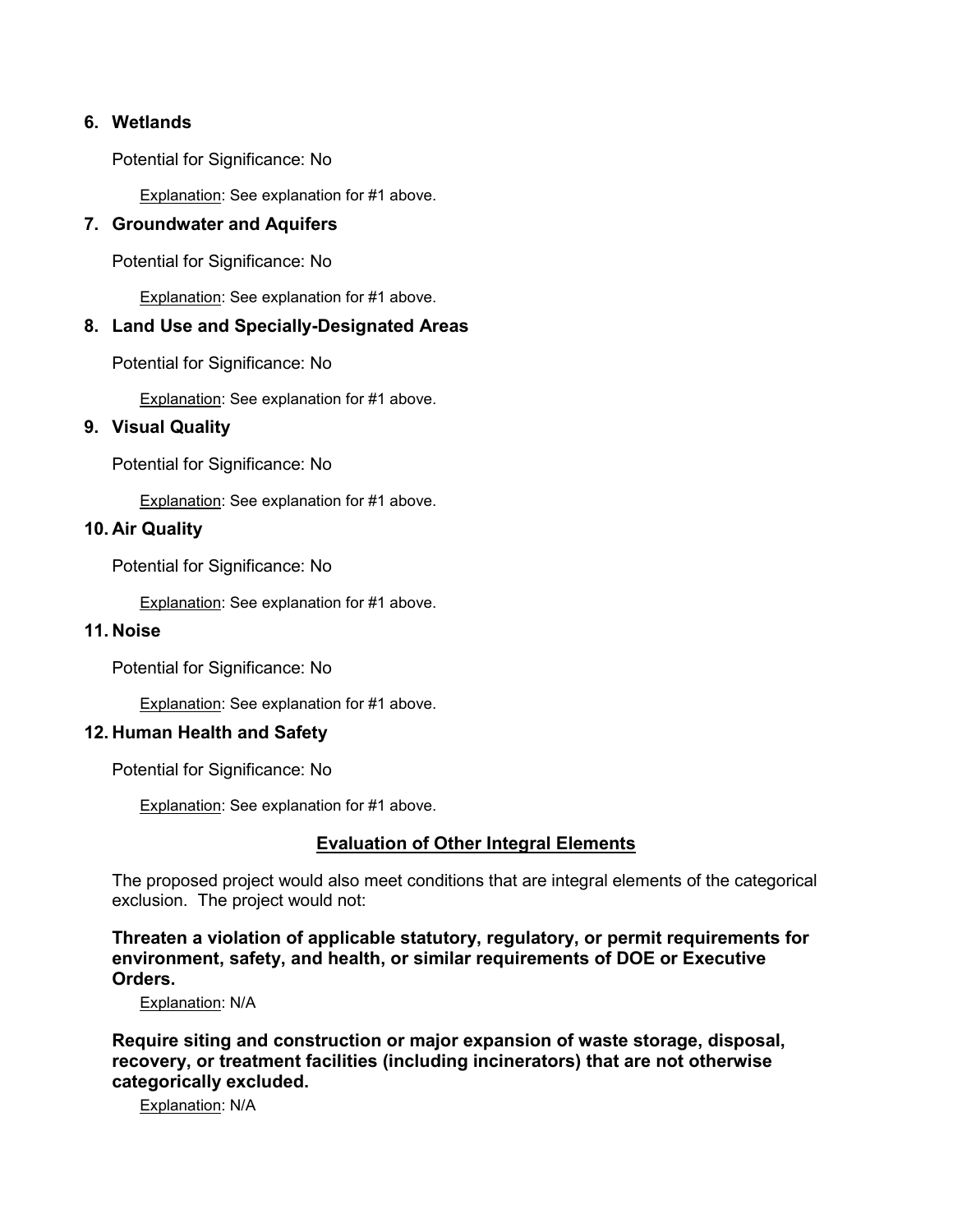### 6. Wetlands

Potential for Significance: No

Explanation: See explanation for #1 above.

### 7. Groundwater and Aquifers

Potential for Significance: No

Explanation: See explanation for #1 above.

### 8. Land Use and Specially-Designated Areas

Potential for Significance: No

Explanation: See explanation for #1 above.

### 9. Visual Quality

Potential for Significance: No

Explanation: See explanation for #1 above.

### 10. Air Quality

Potential for Significance: No

Explanation: See explanation for #1 above.

### 11. Noise

Potential for Significance: No

Explanation: See explanation for #1 above.

### 12. Human Health and Safety

Potential for Significance: No

Explanation: See explanation for #1 above.

## Evaluation of Other Integral Elements

The proposed project would also meet conditions that are integral elements of the categorical exclusion. The project would not:

**Threaten a violation of applicable statutory, regulatory, or permit requirements for environment, safety, and health, or similar requirements of DOE or Executive Orders.**

Explanation: N/A

**Require siting and construction or major expansion of waste storage, disposal, recovery, or treatment facilities (including incinerators) that are not otherwise categorically excluded.**

Explanation: N/A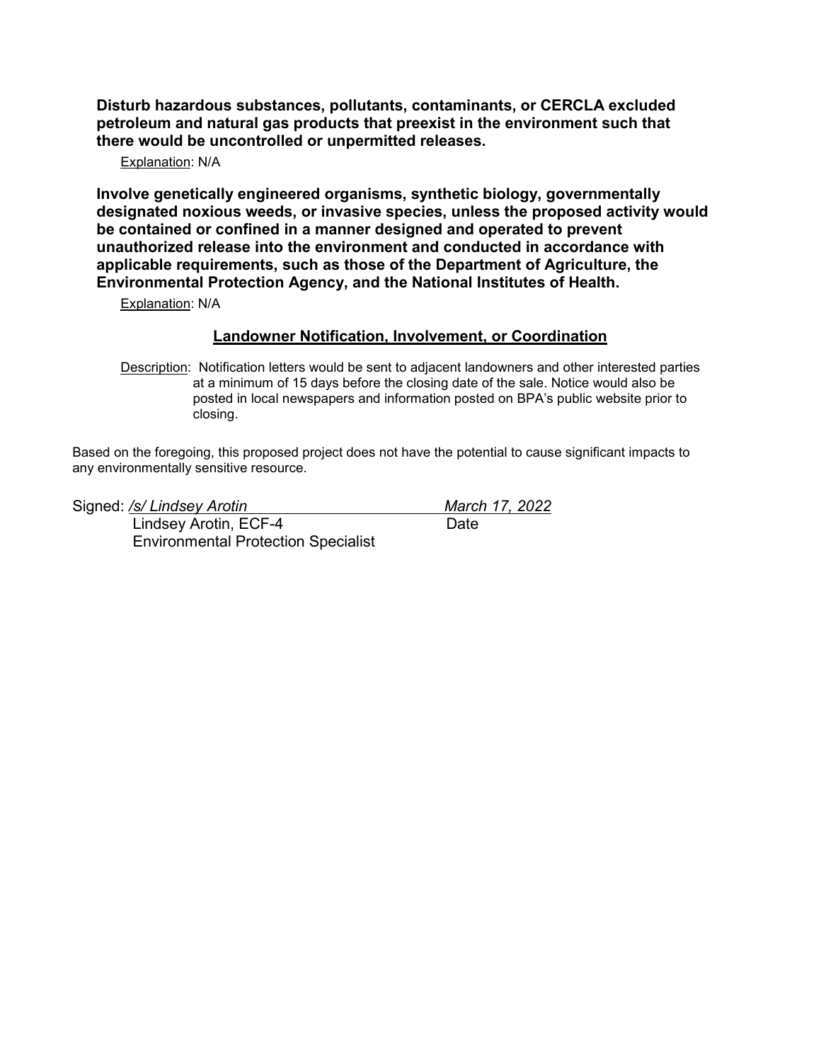**Disturb hazardous substances, pollutants, contaminants, or CERCLA excluded petroleum and natural gas products that preexist in the environment such that there would be uncontrolled or unpermitted releases.**

Explanation: N/A

**Involve genetically engineered organisms, synthetic biology, governmentally designated noxious weeds, or invasive species, unless the proposed activity would be contained or confined in a manner designed and operated to prevent unauthorized release into the environment and conducted in accordance with applicable requirements, such as those of the Department of Agriculture, the Environmental Protection Agency, and the National Institutes of Health.**

Explanation: N/A

## Landowner Notification, Involvement, or Coordination

Description: Notification letters would be sent to adjacent landowners and other interested parties at a minimum of 15 days before the closing date of the sale. Notice would also be posted in local newspapers and information posted on BPA's public website prior to closing.

Based on the foregoing, this proposed project does not have the potential to cause significant impacts to any environmentally sensitive resource.

Signed: */s/ Lindsey Arotin* *March 17, 2022*

Lindsey Arotin, ECF-4 Date

Environmental Protection Specialist